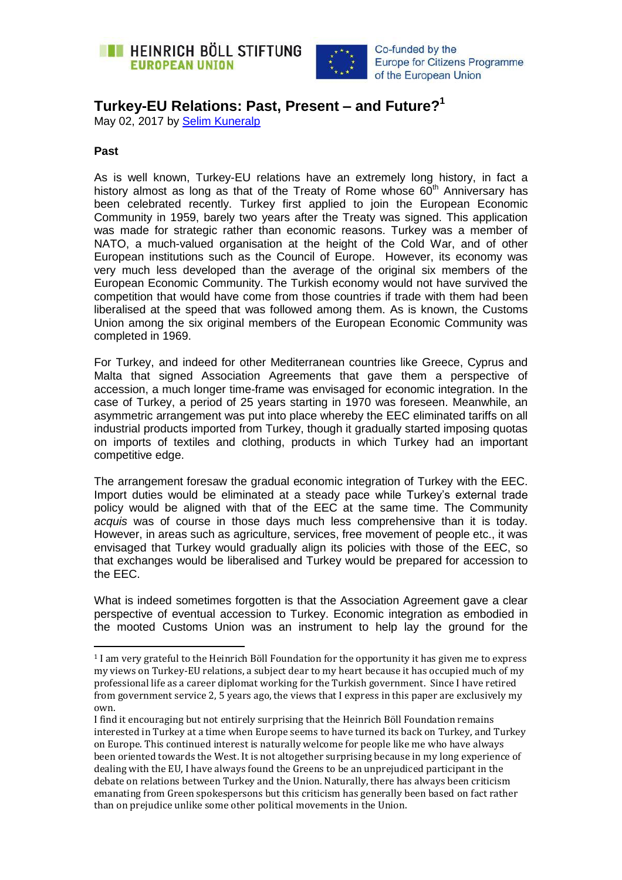HEINRICH BÖLL STIFTUNG
EUROPEAN UNION

Co-funded by the Europe for Citizens Programme of the European Union

# Turkey-EU Relations: Past, Present – and Future?[1]

May 02, 2017 by Selim Kuneralp

**Past**

As is well known, Turkey-EU relations have an extremely long history, in fact a history almost as long as that of the Treaty of Rome whose 60th Anniversary has been celebrated recently. Turkey first applied to join the European Economic Community in 1959, barely two years after the Treaty was signed. This application was made for strategic rather than economic reasons. Turkey was a member of NATO, a much-valued organisation at the height of the Cold War, and of other European institutions such as the Council of Europe. However, its economy was very much less developed than the average of the original six members of the European Economic Community. The Turkish economy would not have survived the competition that would have come from those countries if trade with them had been liberalised at the speed that was followed among them. As is known, the Customs Union among the six original members of the European Economic Community was completed in 1969.

For Turkey, and indeed for other Mediterranean countries like Greece, Cyprus and Malta that signed Association Agreements that gave them a perspective of accession, a much longer time-frame was envisaged for economic integration. In the case of Turkey, a period of 25 years starting in 1970 was foreseen. Meanwhile, an asymmetric arrangement was put into place whereby the EEC eliminated tariffs on all industrial products imported from Turkey, though it gradually started imposing quotas on imports of textiles and clothing, products in which Turkey had an important competitive edge.

The arrangement foresaw the gradual economic integration of Turkey with the EEC. Import duties would be eliminated at a steady pace while Turkey's external trade policy would be aligned with that of the EEC at the same time. The Community *acquis* was of course in those days much less comprehensive than it is today. However, in areas such as agriculture, services, free movement of people etc., it was envisaged that Turkey would gradually align its policies with those of the EEC, so that exchanges would be liberalised and Turkey would be prepared for accession to the EEC.

What is indeed sometimes forgotten is that the Association Agreement gave a clear perspective of eventual accession to Turkey. Economic integration as embodied in the mooted Customs Union was an instrument to help lay the ground for the

---

[1] I am very grateful to the Heinrich Böll Foundation for the opportunity it has given me to express my views on Turkey-EU relations, a subject dear to my heart because it has occupied much of my professional life as a career diplomat working for the Turkish government. Since I have retired from government service 2, 5 years ago, the views that I express in this paper are exclusively my own.

I find it encouraging but not entirely surprising that the Heinrich Böll Foundation remains interested in Turkey at a time when Europe seems to have turned its back on Turkey, and Turkey on Europe. This continued interest is naturally welcome for people like me who have always been oriented towards the West. It is not altogether surprising because in my long experience of dealing with the EU, I have always found the Greens to be an unprejudiced participant in the debate on relations between Turkey and the Union. Naturally, there has always been criticism emanating from Green spokespersons but this criticism has generally been based on fact rather than on prejudice unlike some other political movements in the Union.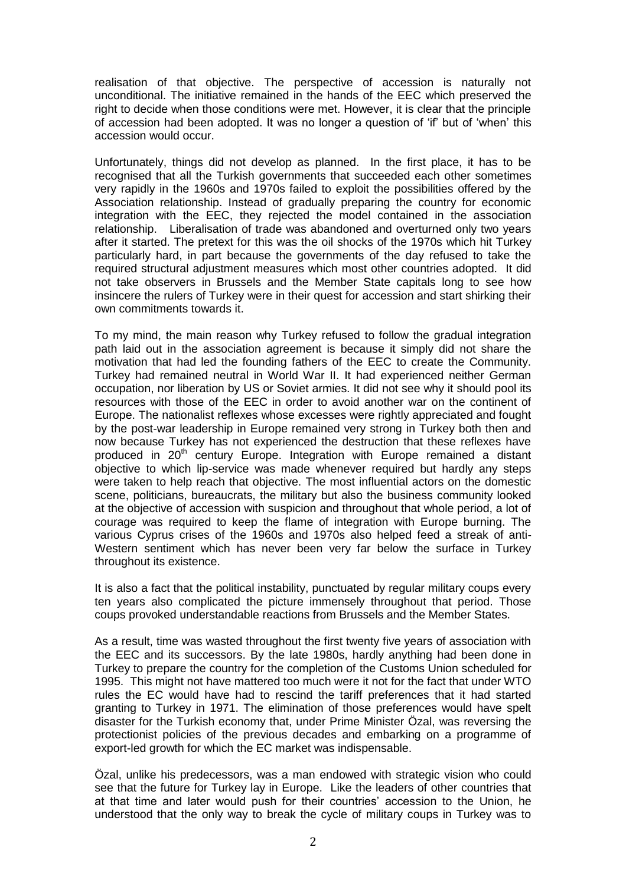realisation of that objective. The perspective of accession is naturally not unconditional. The initiative remained in the hands of the EEC which preserved the right to decide when those conditions were met. However, it is clear that the principle of accession had been adopted. It was no longer a question of 'if' but of 'when' this accession would occur.

Unfortunately, things did not develop as planned. In the first place, it has to be recognised that all the Turkish governments that succeeded each other sometimes very rapidly in the 1960s and 1970s failed to exploit the possibilities offered by the Association relationship. Instead of gradually preparing the country for economic integration with the EEC, they rejected the model contained in the association relationship. Liberalisation of trade was abandoned and overturned only two years after it started. The pretext for this was the oil shocks of the 1970s which hit Turkey particularly hard, in part because the governments of the day refused to take the required structural adjustment measures which most other countries adopted. It did not take observers in Brussels and the Member State capitals long to see how insincere the rulers of Turkey were in their quest for accession and start shirking their own commitments towards it.

To my mind, the main reason why Turkey refused to follow the gradual integration path laid out in the association agreement is because it simply did not share the motivation that had led the founding fathers of the EEC to create the Community. Turkey had remained neutral in World War II. It had experienced neither German occupation, nor liberation by US or Soviet armies. It did not see why it should pool its resources with those of the EEC in order to avoid another war on the continent of Europe. The nationalist reflexes whose excesses were rightly appreciated and fought by the post-war leadership in Europe remained very strong in Turkey both then and now because Turkey has not experienced the destruction that these reflexes have produced in 20th century Europe. Integration with Europe remained a distant objective to which lip-service was made whenever required but hardly any steps were taken to help reach that objective. The most influential actors on the domestic scene, politicians, bureaucrats, the military but also the business community looked at the objective of accession with suspicion and throughout that whole period, a lot of courage was required to keep the flame of integration with Europe burning. The various Cyprus crises of the 1960s and 1970s also helped feed a streak of anti-Western sentiment which has never been very far below the surface in Turkey throughout its existence.

It is also a fact that the political instability, punctuated by regular military coups every ten years also complicated the picture immensely throughout that period. Those coups provoked understandable reactions from Brussels and the Member States.

As a result, time was wasted throughout the first twenty five years of association with the EEC and its successors. By the late 1980s, hardly anything had been done in Turkey to prepare the country for the completion of the Customs Union scheduled for 1995. This might not have mattered too much were it not for the fact that under WTO rules the EC would have had to rescind the tariff preferences that it had started granting to Turkey in 1971. The elimination of those preferences would have spelt disaster for the Turkish economy that, under Prime Minister Özal, was reversing the protectionist policies of the previous decades and embarking on a programme of export-led growth for which the EC market was indispensable.

Özal, unlike his predecessors, was a man endowed with strategic vision who could see that the future for Turkey lay in Europe. Like the leaders of other countries that at that time and later would push for their countries' accession to the Union, he understood that the only way to break the cycle of military coups in Turkey was to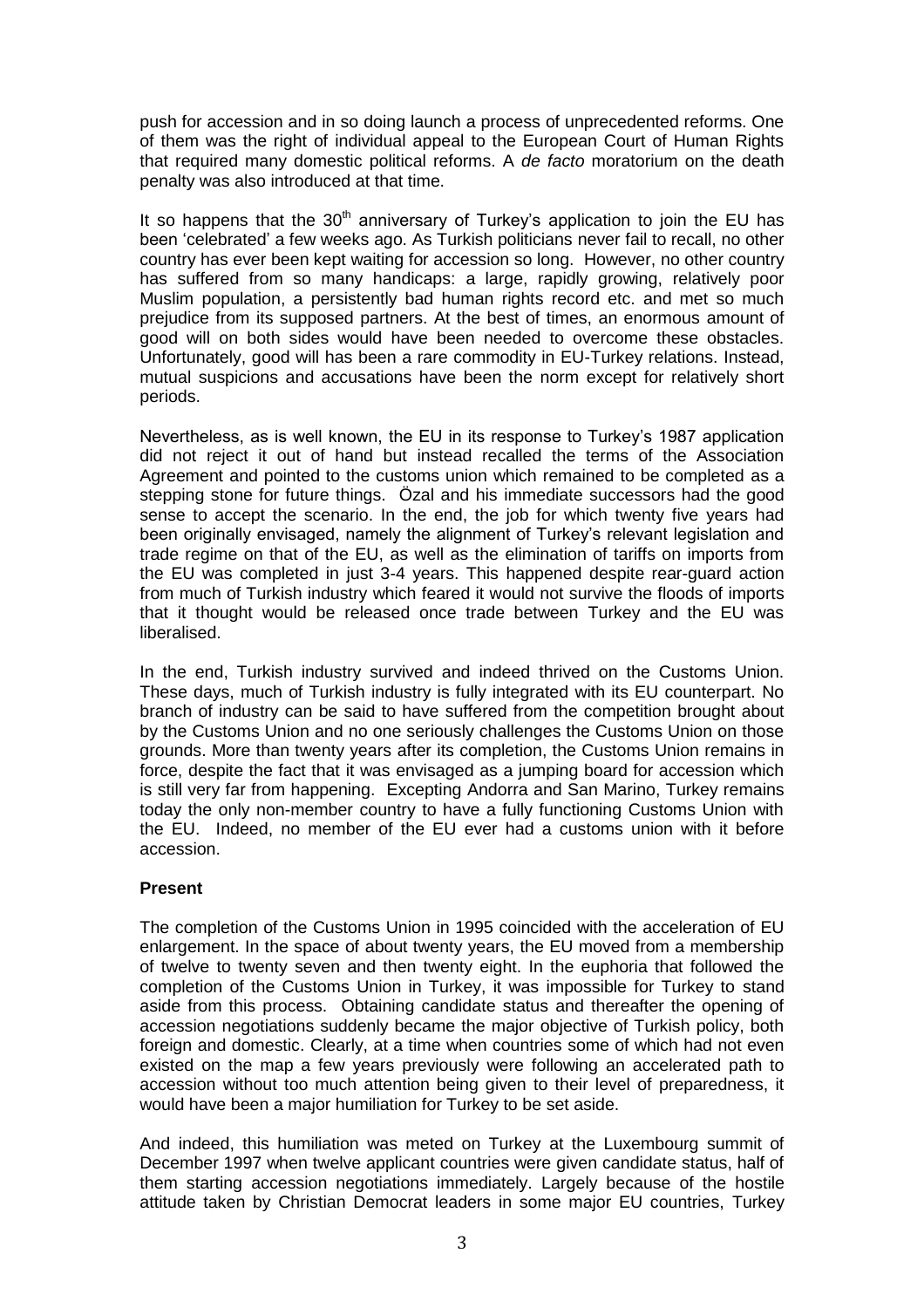push for accession and in so doing launch a process of unprecedented reforms. One of them was the right of individual appeal to the European Court of Human Rights that required many domestic political reforms. A *de facto* moratorium on the death penalty was also introduced at that time.

It so happens that the $30^{th}$ anniversary of Turkey's application to join the EU has been 'celebrated' a few weeks ago. As Turkish politicians never fail to recall, no other country has ever been kept waiting for accession so long. However, no other country has suffered from so many handicaps: a large, rapidly growing, relatively poor Muslim population, a persistently bad human rights record etc. and met so much prejudice from its supposed partners. At the best of times, an enormous amount of good will on both sides would have been needed to overcome these obstacles. Unfortunately, good will has been a rare commodity in EU-Turkey relations. Instead, mutual suspicions and accusations have been the norm except for relatively short periods.

Nevertheless, as is well known, the EU in its response to Turkey's 1987 application did not reject it out of hand but instead recalled the terms of the Association Agreement and pointed to the customs union which remained to be completed as a stepping stone for future things. Özal and his immediate successors had the good sense to accept the scenario. In the end, the job for which twenty five years had been originally envisaged, namely the alignment of Turkey's relevant legislation and trade regime on that of the EU, as well as the elimination of tariffs on imports from the EU was completed in just 3-4 years. This happened despite rear-guard action from much of Turkish industry which feared it would not survive the floods of imports that it thought would be released once trade between Turkey and the EU was liberalised.

In the end, Turkish industry survived and indeed thrived on the Customs Union. These days, much of Turkish industry is fully integrated with its EU counterpart. No branch of industry can be said to have suffered from the competition brought about by the Customs Union and no one seriously challenges the Customs Union on those grounds. More than twenty years after its completion, the Customs Union remains in force, despite the fact that it was envisaged as a jumping board for accession which is still very far from happening. Excepting Andorra and San Marino, Turkey remains today the only non-member country to have a fully functioning Customs Union with the EU. Indeed, no member of the EU ever had a customs union with it before accession.

**Present**

The completion of the Customs Union in 1995 coincided with the acceleration of EU enlargement. In the space of about twenty years, the EU moved from a membership of twelve to twenty seven and then twenty eight. In the euphoria that followed the completion of the Customs Union in Turkey, it was impossible for Turkey to stand aside from this process. Obtaining candidate status and thereafter the opening of accession negotiations suddenly became the major objective of Turkish policy, both foreign and domestic. Clearly, at a time when countries some of which had not even existed on the map a few years previously were following an accelerated path to accession without too much attention being given to their level of preparedness, it would have been a major humiliation for Turkey to be set aside.

And indeed, this humiliation was meted on Turkey at the Luxembourg summit of December 1997 when twelve applicant countries were given candidate status, half of them starting accession negotiations immediately. Largely because of the hostile attitude taken by Christian Democrat leaders in some major EU countries, Turkey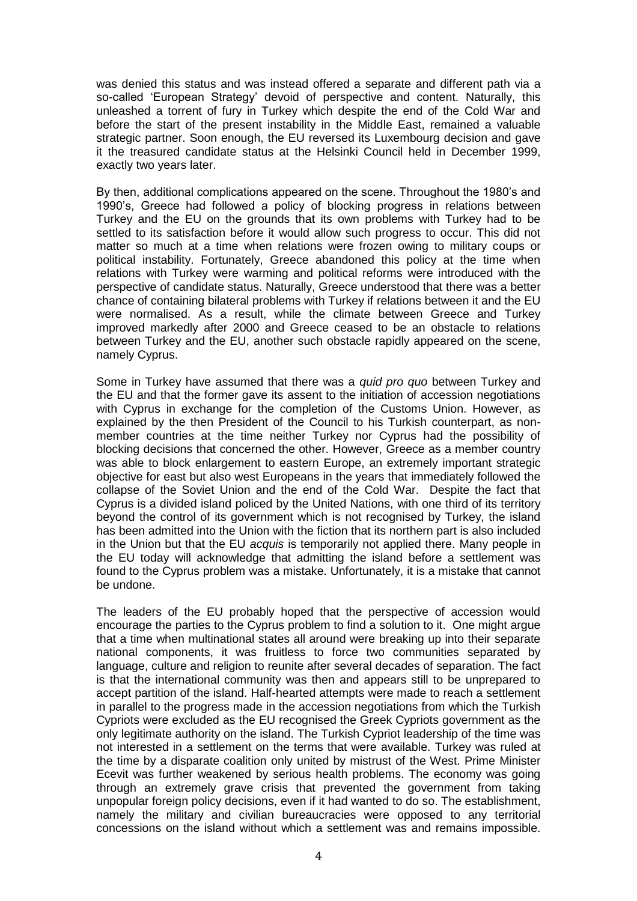was denied this status and was instead offered a separate and different path via a so-called 'European Strategy' devoid of perspective and content. Naturally, this unleashed a torrent of fury in Turkey which despite the end of the Cold War and before the start of the present instability in the Middle East, remained a valuable strategic partner. Soon enough, the EU reversed its Luxembourg decision and gave it the treasured candidate status at the Helsinki Council held in December 1999, exactly two years later.

By then, additional complications appeared on the scene. Throughout the 1980's and 1990's, Greece had followed a policy of blocking progress in relations between Turkey and the EU on the grounds that its own problems with Turkey had to be settled to its satisfaction before it would allow such progress to occur. This did not matter so much at a time when relations were frozen owing to military coups or political instability. Fortunately, Greece abandoned this policy at the time when relations with Turkey were warming and political reforms were introduced with the perspective of candidate status. Naturally, Greece understood that there was a better chance of containing bilateral problems with Turkey if relations between it and the EU were normalised. As a result, while the climate between Greece and Turkey improved markedly after 2000 and Greece ceased to be an obstacle to relations between Turkey and the EU, another such obstacle rapidly appeared on the scene, namely Cyprus.

Some in Turkey have assumed that there was a *quid pro quo* between Turkey and the EU and that the former gave its assent to the initiation of accession negotiations with Cyprus in exchange for the completion of the Customs Union. However, as explained by the then President of the Council to his Turkish counterpart, as non-member countries at the time neither Turkey nor Cyprus had the possibility of blocking decisions that concerned the other. However, Greece as a member country was able to block enlargement to eastern Europe, an extremely important strategic objective for east but also west Europeans in the years that immediately followed the collapse of the Soviet Union and the end of the Cold War. Despite the fact that Cyprus is a divided island policed by the United Nations, with one third of its territory beyond the control of its government which is not recognised by Turkey, the island has been admitted into the Union with the fiction that its northern part is also included in the Union but that the EU *acquis* is temporarily not applied there. Many people in the EU today will acknowledge that admitting the island before a settlement was found to the Cyprus problem was a mistake. Unfortunately, it is a mistake that cannot be undone.

The leaders of the EU probably hoped that the perspective of accession would encourage the parties to the Cyprus problem to find a solution to it. One might argue that a time when multinational states all around were breaking up into their separate national components, it was fruitless to force two communities separated by language, culture and religion to reunite after several decades of separation. The fact is that the international community was then and appears still to be unprepared to accept partition of the island. Half-hearted attempts were made to reach a settlement in parallel to the progress made in the accession negotiations from which the Turkish Cypriots were excluded as the EU recognised the Greek Cypriots government as the only legitimate authority on the island. The Turkish Cypriot leadership of the time was not interested in a settlement on the terms that were available. Turkey was ruled at the time by a disparate coalition only united by mistrust of the West. Prime Minister Ecevit was further weakened by serious health problems. The economy was going through an extremely grave crisis that prevented the government from taking unpopular foreign policy decisions, even if it had wanted to do so. The establishment, namely the military and civilian bureaucracies were opposed to any territorial concessions on the island without which a settlement was and remains impossible.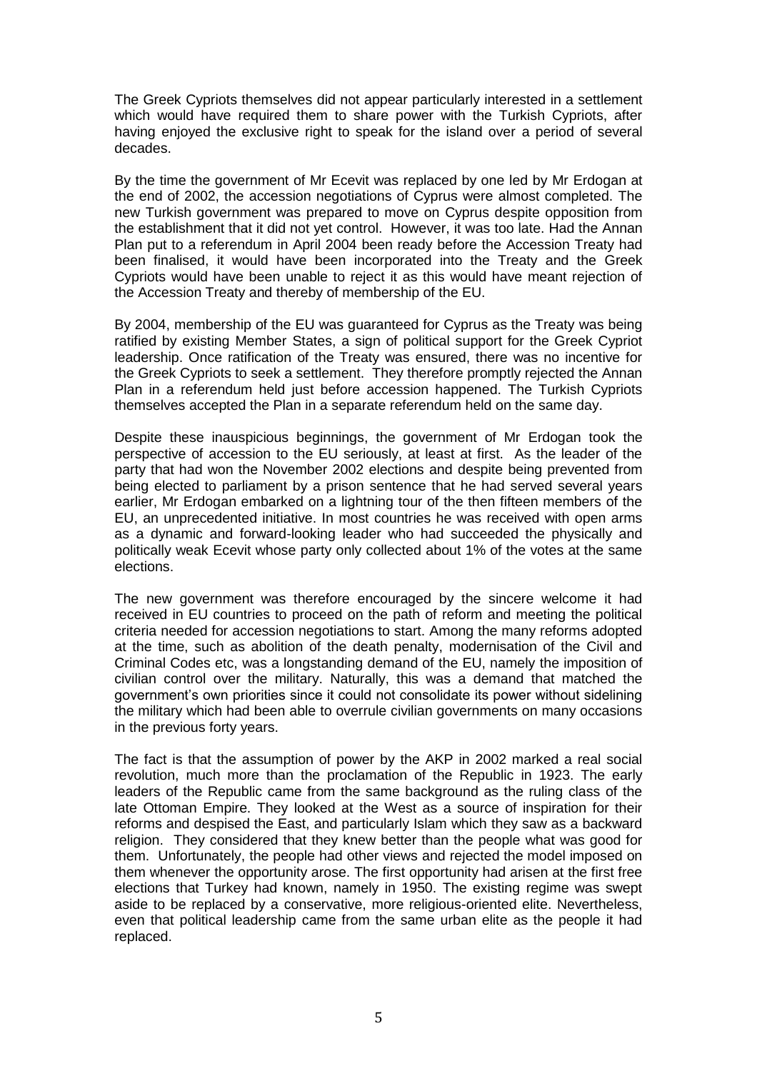The Greek Cypriots themselves did not appear particularly interested in a settlement which would have required them to share power with the Turkish Cypriots, after having enjoyed the exclusive right to speak for the island over a period of several decades.

By the time the government of Mr Ecevit was replaced by one led by Mr Erdogan at the end of 2002, the accession negotiations of Cyprus were almost completed. The new Turkish government was prepared to move on Cyprus despite opposition from the establishment that it did not yet control. However, it was too late. Had the Annan Plan put to a referendum in April 2004 been ready before the Accession Treaty had been finalised, it would have been incorporated into the Treaty and the Greek Cypriots would have been unable to reject it as this would have meant rejection of the Accession Treaty and thereby of membership of the EU.

By 2004, membership of the EU was guaranteed for Cyprus as the Treaty was being ratified by existing Member States, a sign of political support for the Greek Cypriot leadership. Once ratification of the Treaty was ensured, there was no incentive for the Greek Cypriots to seek a settlement. They therefore promptly rejected the Annan Plan in a referendum held just before accession happened. The Turkish Cypriots themselves accepted the Plan in a separate referendum held on the same day.

Despite these inauspicious beginnings, the government of Mr Erdogan took the perspective of accession to the EU seriously, at least at first. As the leader of the party that had won the November 2002 elections and despite being prevented from being elected to parliament by a prison sentence that he had served several years earlier, Mr Erdogan embarked on a lightning tour of the then fifteen members of the EU, an unprecedented initiative. In most countries he was received with open arms as a dynamic and forward-looking leader who had succeeded the physically and politically weak Ecevit whose party only collected about 1% of the votes at the same elections.

The new government was therefore encouraged by the sincere welcome it had received in EU countries to proceed on the path of reform and meeting the political criteria needed for accession negotiations to start. Among the many reforms adopted at the time, such as abolition of the death penalty, modernisation of the Civil and Criminal Codes etc, was a longstanding demand of the EU, namely the imposition of civilian control over the military. Naturally, this was a demand that matched the government's own priorities since it could not consolidate its power without sidelining the military which had been able to overrule civilian governments on many occasions in the previous forty years.

The fact is that the assumption of power by the AKP in 2002 marked a real social revolution, much more than the proclamation of the Republic in 1923. The early leaders of the Republic came from the same background as the ruling class of the late Ottoman Empire. They looked at the West as a source of inspiration for their reforms and despised the East, and particularly Islam which they saw as a backward religion. They considered that they knew better than the people what was good for them. Unfortunately, the people had other views and rejected the model imposed on them whenever the opportunity arose. The first opportunity had arisen at the first free elections that Turkey had known, namely in 1950. The existing regime was swept aside to be replaced by a conservative, more religious-oriented elite. Nevertheless, even that political leadership came from the same urban elite as the people it had replaced.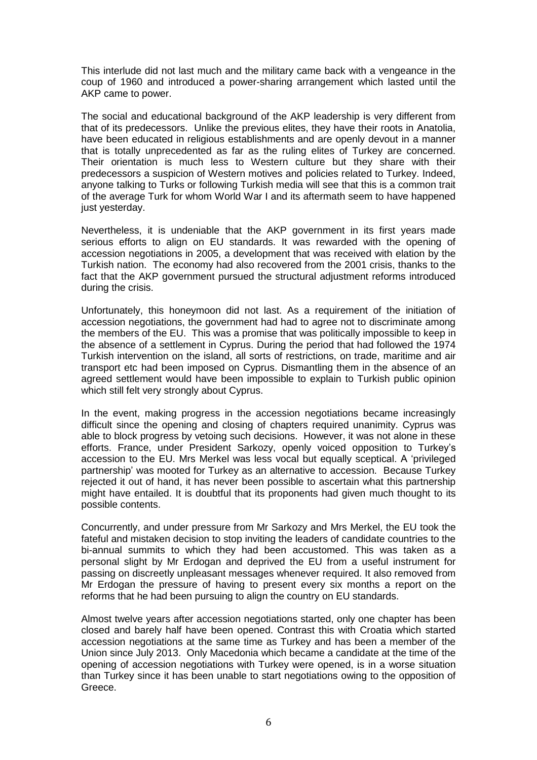This interlude did not last much and the military came back with a vengeance in the coup of 1960 and introduced a power-sharing arrangement which lasted until the AKP came to power.

The social and educational background of the AKP leadership is very different from that of its predecessors. Unlike the previous elites, they have their roots in Anatolia, have been educated in religious establishments and are openly devout in a manner that is totally unprecedented as far as the ruling elites of Turkey are concerned. Their orientation is much less to Western culture but they share with their predecessors a suspicion of Western motives and policies related to Turkey. Indeed, anyone talking to Turks or following Turkish media will see that this is a common trait of the average Turk for whom World War I and its aftermath seem to have happened just yesterday.

Nevertheless, it is undeniable that the AKP government in its first years made serious efforts to align on EU standards. It was rewarded with the opening of accession negotiations in 2005, a development that was received with elation by the Turkish nation. The economy had also recovered from the 2001 crisis, thanks to the fact that the AKP government pursued the structural adjustment reforms introduced during the crisis.

Unfortunately, this honeymoon did not last. As a requirement of the initiation of accession negotiations, the government had had to agree not to discriminate among the members of the EU. This was a promise that was politically impossible to keep in the absence of a settlement in Cyprus. During the period that had followed the 1974 Turkish intervention on the island, all sorts of restrictions, on trade, maritime and air transport etc had been imposed on Cyprus. Dismantling them in the absence of an agreed settlement would have been impossible to explain to Turkish public opinion which still felt very strongly about Cyprus.

In the event, making progress in the accession negotiations became increasingly difficult since the opening and closing of chapters required unanimity. Cyprus was able to block progress by vetoing such decisions. However, it was not alone in these efforts. France, under President Sarkozy, openly voiced opposition to Turkey's accession to the EU. Mrs Merkel was less vocal but equally sceptical. A 'privileged partnership' was mooted for Turkey as an alternative to accession. Because Turkey rejected it out of hand, it has never been possible to ascertain what this partnership might have entailed. It is doubtful that its proponents had given much thought to its possible contents.

Concurrently, and under pressure from Mr Sarkozy and Mrs Merkel, the EU took the fateful and mistaken decision to stop inviting the leaders of candidate countries to the bi-annual summits to which they had been accustomed. This was taken as a personal slight by Mr Erdogan and deprived the EU from a useful instrument for passing on discreetly unpleasant messages whenever required. It also removed from Mr Erdogan the pressure of having to present every six months a report on the reforms that he had been pursuing to align the country on EU standards.

Almost twelve years after accession negotiations started, only one chapter has been closed and barely half have been opened. Contrast this with Croatia which started accession negotiations at the same time as Turkey and has been a member of the Union since July 2013. Only Macedonia which became a candidate at the time of the opening of accession negotiations with Turkey were opened, is in a worse situation than Turkey since it has been unable to start negotiations owing to the opposition of Greece.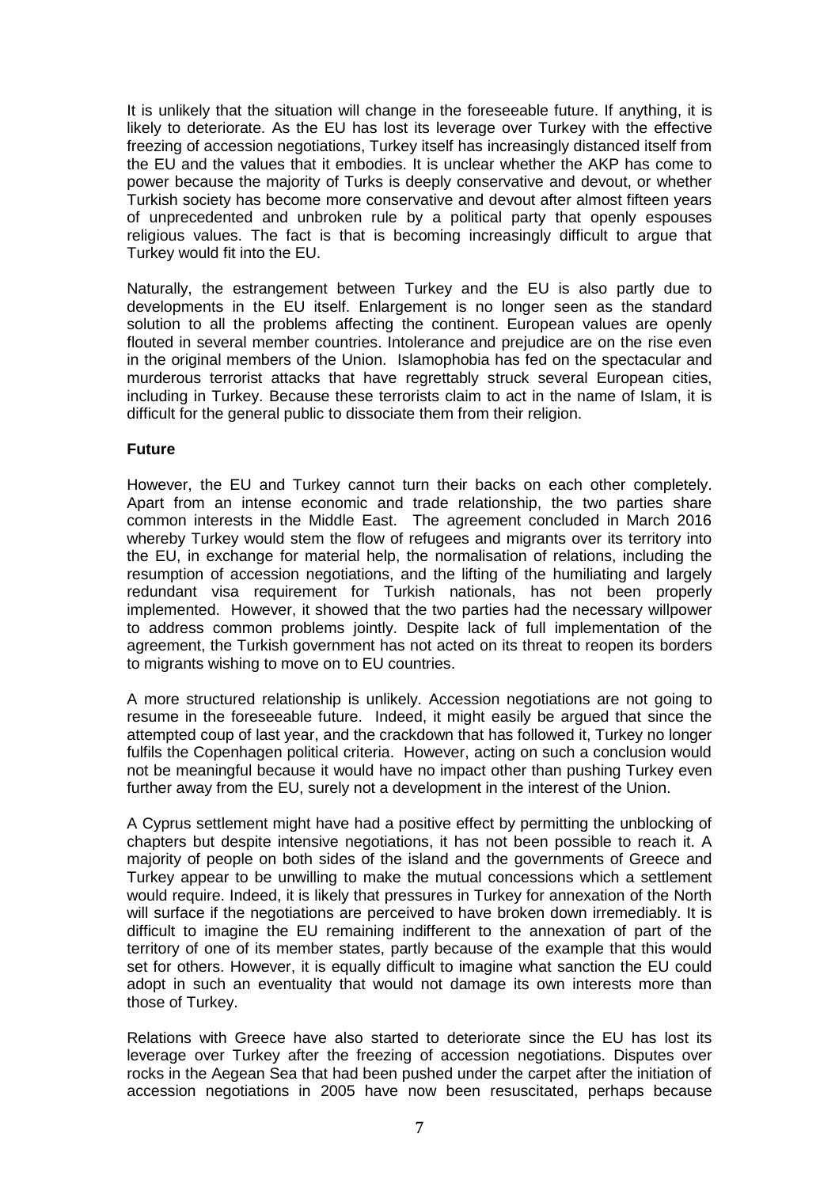It is unlikely that the situation will change in the foreseeable future. If anything, it is likely to deteriorate. As the EU has lost its leverage over Turkey with the effective freezing of accession negotiations, Turkey itself has increasingly distanced itself from the EU and the values that it embodies. It is unclear whether the AKP has come to power because the majority of Turks is deeply conservative and devout, or whether Turkish society has become more conservative and devout after almost fifteen years of unprecedented and unbroken rule by a political party that openly espouses religious values. The fact is that is becoming increasingly difficult to argue that Turkey would fit into the EU.

Naturally, the estrangement between Turkey and the EU is also partly due to developments in the EU itself. Enlargement is no longer seen as the standard solution to all the problems affecting the continent. European values are openly flouted in several member countries. Intolerance and prejudice are on the rise even in the original members of the Union. Islamophobia has fed on the spectacular and murderous terrorist attacks that have regrettably struck several European cities, including in Turkey. Because these terrorists claim to act in the name of Islam, it is difficult for the general public to dissociate them from their religion.

**Future**

However, the EU and Turkey cannot turn their backs on each other completely. Apart from an intense economic and trade relationship, the two parties share common interests in the Middle East. The agreement concluded in March 2016 whereby Turkey would stem the flow of refugees and migrants over its territory into the EU, in exchange for material help, the normalisation of relations, including the resumption of accession negotiations, and the lifting of the humiliating and largely redundant visa requirement for Turkish nationals, has not been properly implemented. However, it showed that the two parties had the necessary willpower to address common problems jointly. Despite lack of full implementation of the agreement, the Turkish government has not acted on its threat to reopen its borders to migrants wishing to move on to EU countries.

A more structured relationship is unlikely. Accession negotiations are not going to resume in the foreseeable future. Indeed, it might easily be argued that since the attempted coup of last year, and the crackdown that has followed it, Turkey no longer fulfils the Copenhagen political criteria. However, acting on such a conclusion would not be meaningful because it would have no impact other than pushing Turkey even further away from the EU, surely not a development in the interest of the Union.

A Cyprus settlement might have had a positive effect by permitting the unblocking of chapters but despite intensive negotiations, it has not been possible to reach it. A majority of people on both sides of the island and the governments of Greece and Turkey appear to be unwilling to make the mutual concessions which a settlement would require. Indeed, it is likely that pressures in Turkey for annexation of the North will surface if the negotiations are perceived to have broken down irremediably. It is difficult to imagine the EU remaining indifferent to the annexation of part of the territory of one of its member states, partly because of the example that this would set for others. However, it is equally difficult to imagine what sanction the EU could adopt in such an eventuality that would not damage its own interests more than those of Turkey.

Relations with Greece have also started to deteriorate since the EU has lost its leverage over Turkey after the freezing of accession negotiations. Disputes over rocks in the Aegean Sea that had been pushed under the carpet after the initiation of accession negotiations in 2005 have now been resuscitated, perhaps because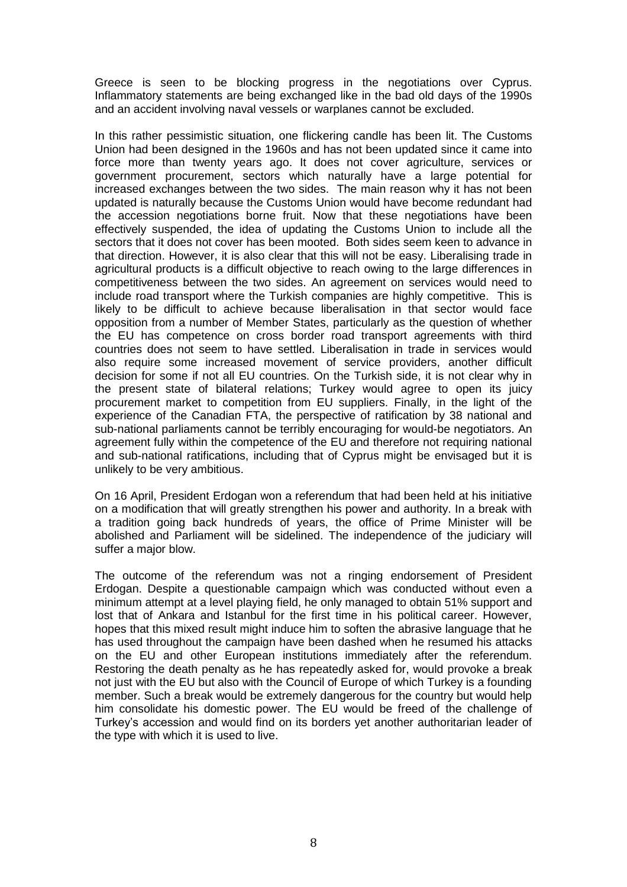Greece is seen to be blocking progress in the negotiations over Cyprus. Inflammatory statements are being exchanged like in the bad old days of the 1990s and an accident involving naval vessels or warplanes cannot be excluded.

In this rather pessimistic situation, one flickering candle has been lit. The Customs Union had been designed in the 1960s and has not been updated since it came into force more than twenty years ago. It does not cover agriculture, services or government procurement, sectors which naturally have a large potential for increased exchanges between the two sides. The main reason why it has not been updated is naturally because the Customs Union would have become redundant had the accession negotiations borne fruit. Now that these negotiations have been effectively suspended, the idea of updating the Customs Union to include all the sectors that it does not cover has been mooted. Both sides seem keen to advance in that direction. However, it is also clear that this will not be easy. Liberalising trade in agricultural products is a difficult objective to reach owing to the large differences in competitiveness between the two sides. An agreement on services would need to include road transport where the Turkish companies are highly competitive. This is likely to be difficult to achieve because liberalisation in that sector would face opposition from a number of Member States, particularly as the question of whether the EU has competence on cross border road transport agreements with third countries does not seem to have settled. Liberalisation in trade in services would also require some increased movement of service providers, another difficult decision for some if not all EU countries. On the Turkish side, it is not clear why in the present state of bilateral relations; Turkey would agree to open its juicy procurement market to competition from EU suppliers. Finally, in the light of the experience of the Canadian FTA, the perspective of ratification by 38 national and sub-national parliaments cannot be terribly encouraging for would-be negotiators. An agreement fully within the competence of the EU and therefore not requiring national and sub-national ratifications, including that of Cyprus might be envisaged but it is unlikely to be very ambitious.

On 16 April, President Erdogan won a referendum that had been held at his initiative on a modification that will greatly strengthen his power and authority. In a break with a tradition going back hundreds of years, the office of Prime Minister will be abolished and Parliament will be sidelined. The independence of the judiciary will suffer a major blow.

The outcome of the referendum was not a ringing endorsement of President Erdogan. Despite a questionable campaign which was conducted without even a minimum attempt at a level playing field, he only managed to obtain 51% support and lost that of Ankara and Istanbul for the first time in his political career. However, hopes that this mixed result might induce him to soften the abrasive language that he has used throughout the campaign have been dashed when he resumed his attacks on the EU and other European institutions immediately after the referendum. Restoring the death penalty as he has repeatedly asked for, would provoke a break not just with the EU but also with the Council of Europe of which Turkey is a founding member. Such a break would be extremely dangerous for the country but would help him consolidate his domestic power. The EU would be freed of the challenge of Turkey's accession and would find on its borders yet another authoritarian leader of the type with which it is used to live.